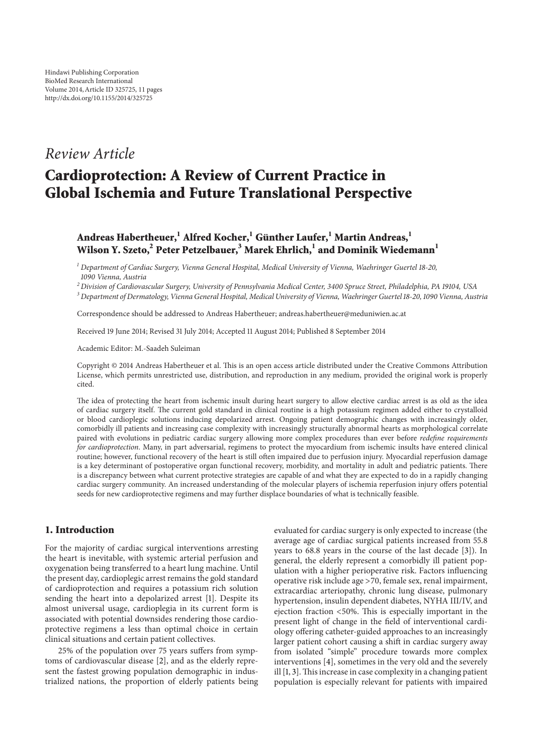Hindawi Publishing Corporation
BioMed Research International
Volume 2014, Article ID 325725, 11 pages
http://dx.doi.org/10.1155/2014/325725

*Review Article*

# Cardioprotection: A Review of Current Practice in Global Ischemia and Future Translational Perspective

**Andreas Habertheuer,[1] Alfred Kocher,[1] Günther Laufer,[1] Martin Andreas,[1] Wilson Y. Szeto,[2] Peter Petzelbauer,[3] Marek Ehrlich,[1] and Dominik Wiedemann[1]**

[1] *Department of Cardiac Surgery, Vienna General Hospital, Medical University of Vienna, Waehringer Guertel 18-20, 1090 Vienna, Austria*
[2] *Division of Cardiovascular Surgery, University of Pennsylvania Medical Center, 3400 Spruce Street, Philadelphia, PA 19104, USA*
[3] *Department of Dermatology, Vienna General Hospital, Medical University of Vienna, Waehringer Guertel 18-20, 1090 Vienna, Austria*

Correspondence should be addressed to Andreas Habertheuer; andreas.habertheuer@meduniwien.ac.at

Received 19 June 2014; Revised 31 July 2014; Accepted 11 August 2014; Published 8 September 2014

Academic Editor: M.-Saadeh Suleiman

Copyright © 2014 Andreas Habertheuer et al. This is an open access article distributed under the Creative Commons Attribution License, which permits unrestricted use, distribution, and reproduction in any medium, provided the original work is properly cited.

The idea of protecting the heart from ischemic insult during heart surgery to allow elective cardiac arrest is as old as the idea of cardiac surgery itself. The current gold standard in clinical routine is a high potassium regimen added either to crystalloid or blood cardioplegic solutions inducing depolarized arrest. Ongoing patient demographic changes with increasingly older, comorbidly ill patients and increasing case complexity with increasingly structurally abnormal hearts as morphological correlate paired with evolutions in pediatric cardiac surgery allowing more complex procedures than ever before *redefine requirements for cardioprotection*. Many, in part adversarial, regimens to protect the myocardium from ischemic insults have entered clinical routine; however, functional recovery of the heart is still often impaired due to perfusion injury. Myocardial reperfusion damage is a key determinant of postoperative organ functional recovery, morbidity, and mortality in adult and pediatric patients. There is a discrepancy between what current protective strategies are capable of and what they are expected to do in a rapidly changing cardiac surgery community. An increased understanding of the molecular players of ischemia reperfusion injury offers potential seeds for new cardioprotective regimens and may further displace boundaries of what is technically feasible.

## 1. Introduction

For the majority of cardiac surgical interventions arresting the heart is inevitable, with systemic arterial perfusion and oxygenation being transferred to a heart lung machine. Until the present day, cardioplegic arrest remains the gold standard of cardioprotection and requires a potassium rich solution sending the heart into a depolarized arrest [1]. Despite its almost universal usage, cardioplegia in its current form is associated with potential downsides rendering those cardioprotective regimens a less than optimal choice in certain clinical situations and certain patient collectives.

25% of the population over 75 years suffers from symptoms of cardiovascular disease [2], and as the elderly represent the fastest growing population demographic in industrialized nations, the proportion of elderly patients being evaluated for cardiac surgery is only expected to increase (the average age of cardiac surgical patients increased from 55.8 years to 68.8 years in the course of the last decade [3]). In general, the elderly represent a comorbidly ill patient population with a higher perioperative risk. Factors influencing operative risk include age >70, female sex, renal impairment, extracardiac arteriopathy, chronic lung disease, pulmonary hypertension, insulin dependent diabetes, NYHA III/IV, and ejection fraction <50%. This is especially important in the present light of change in the field of interventional cardiology offering catheter-guided approaches to an increasingly larger patient cohort causing a shift in cardiac surgery away from isolated "simple" procedure towards more complex interventions [4], sometimes in the very old and the severely ill [1, 3]. This increase in case complexity in a changing patient population is especially relevant for patients with impaired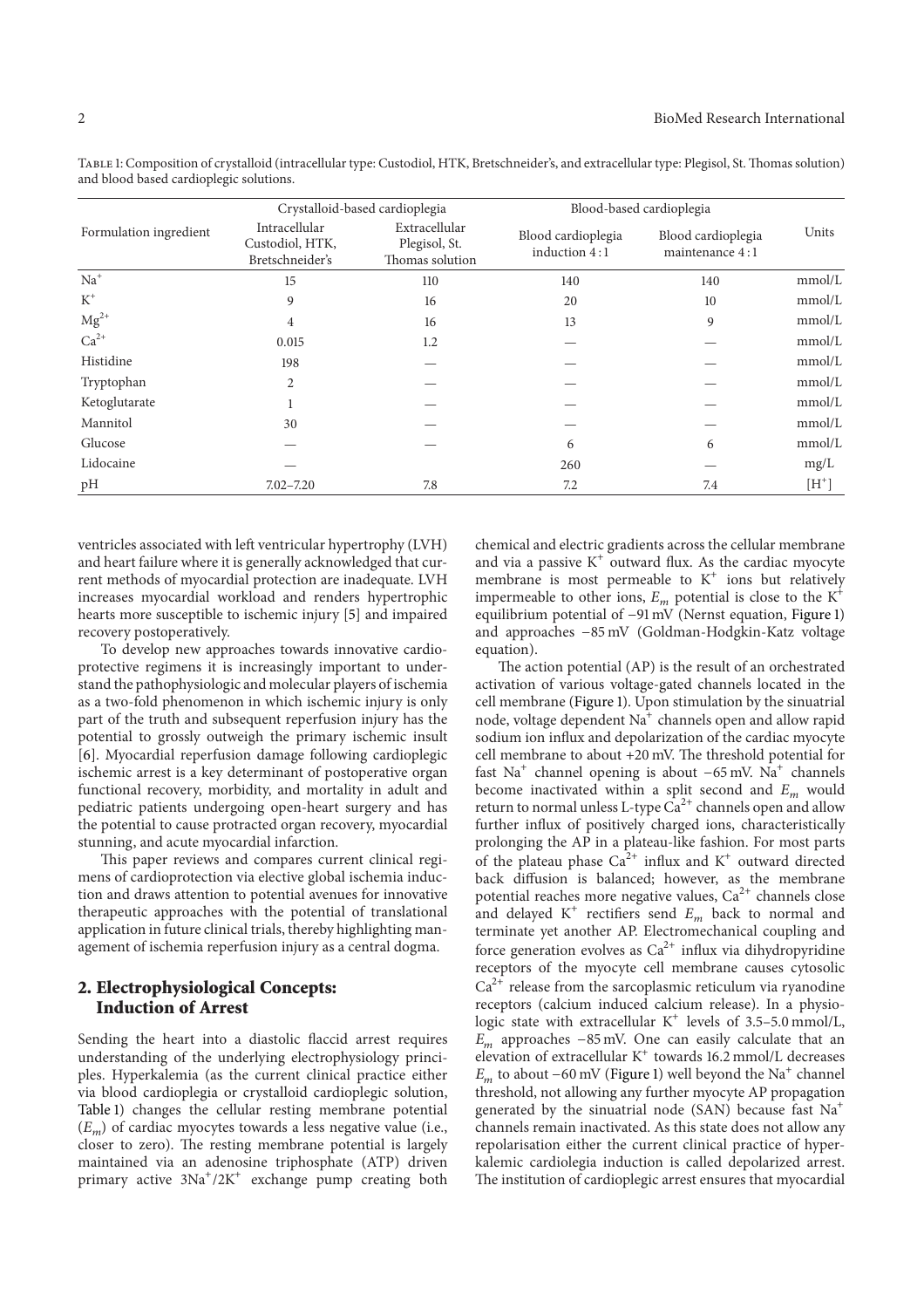Table 1: Composition of crystalloid (intracellular type: Custodiol, HTK, Bretschneider's, and extracellular type: Plegisol, St. Thomas solution) and blood based cardioplegic solutions.

| Formulation ingredient | Crystalloid-based cardioplegia | | Blood-based cardioplegia | | Units |
|---|---|---|---|---|---|
| | Intracellular Custodiol, HTK, Bretschneider's | Extracellular Plegisol, St. Thomas solution | Blood cardioplegia induction 4 : 1 | Blood cardioplegia maintenance 4 : 1 | |
| $Na^+$ | 15 | 110 | 140 | 140 | mmol/L |
| $K^+$ | 9 | 16 | 20 | 10 | mmol/L |
| $Mg^{2+}$ | 4 | 16 | 13 | 9 | mmol/L |
| $Ca^{2+}$ | 0.015 | 1.2 | — | — | mmol/L |
| Histidine | 198 | — | — | — | mmol/L |
| Tryptophan | 2 | — | — | — | mmol/L |
| Ketoglutarate | 1 | — | — | — | mmol/L |
| Mannitol | 30 | — | — | — | mmol/L |
| Glucose | — | — | 6 | 6 | mmol/L |
| Lidocaine | — | | 260 | — | mg/L |
| pH | 7.02–7.20 | 7.8 | 7.2 | 7.4 | $[H^+]$ |

ventricles associated with left ventricular hypertrophy (LVH) and heart failure where it is generally acknowledged that current methods of myocardial protection are inadequate. LVH increases myocardial workload and renders hypertrophic hearts more susceptible to ischemic injury [5] and impaired recovery postoperatively.

To develop new approaches towards innovative cardioprotective regimens it is increasingly important to understand the pathophysiologic and molecular players of ischemia as a two-fold phenomenon in which ischemic injury is only part of the truth and subsequent reperfusion injury has the potential to grossly outweigh the primary ischemic insult [6]. Myocardial reperfusion damage following cardioplegic ischemic arrest is a key determinant of postoperative organ functional recovery, morbidity, and mortality in adult and pediatric patients undergoing open-heart surgery and has the potential to cause protracted organ recovery, myocardial stunning, and acute myocardial infarction.

This paper reviews and compares current clinical regimens of cardioprotection via elective global ischemia induction and draws attention to potential avenues for innovative therapeutic approaches with the potential of translational application in future clinical trials, thereby highlighting management of ischemia reperfusion injury as a central dogma.

## 2. Electrophysiological Concepts: Induction of Arrest

Sending the heart into a diastolic flaccid arrest requires understanding of the underlying electrophysiology principles. Hyperkalemia (as the current clinical practice either via blood cardioplegia or crystalloid cardioplegic solution, Table 1) changes the cellular resting membrane potential ($E_m$) of cardiac myocytes towards a less negative value (i.e., closer to zero). The resting membrane potential is largely maintained via an adenosine triphosphate (ATP) driven primary active $3Na^+/2K^+$ exchange pump creating both chemical and electric gradients across the cellular membrane and via a passive $K^+$ outward flux. As the cardiac myocyte membrane is most permeable to $K^+$ ions but relatively impermeable to other ions, $E_m$ potential is close to the $K^+$ equilibrium potential of −91 mV (Nernst equation, Figure 1) and approaches −85 mV (Goldman-Hodgkin-Katz voltage equation).

The action potential (AP) is the result of an orchestrated activation of various voltage-gated channels located in the cell membrane (Figure 1). Upon stimulation by the sinuatrial node, voltage dependent $Na^+$ channels open and allow rapid sodium ion influx and depolarization of the cardiac myocyte cell membrane to about +20 mV. The threshold potential for fast $Na^+$ channel opening is about −65 mV. $Na^+$ channels become inactivated within a split second and $E_m$ would return to normal unless L-type $Ca^{2+}$ channels open and allow further influx of positively charged ions, characteristically prolonging the AP in a plateau-like fashion. For most parts of the plateau phase $Ca^{2+}$ influx and $K^+$ outward directed back diffusion is balanced; however, as the membrane potential reaches more negative values, $Ca^{2+}$ channels close and delayed $K^+$ rectifiers send $E_m$ back to normal and terminate yet another AP. Electromechanical coupling and force generation evolves as $Ca^{2+}$ influx via dihydropyridine receptors of the myocyte cell membrane causes cytosolic $Ca^{2+}$ release from the sarcoplasmic reticulum via ryanodine receptors (calcium induced calcium release). In a physiologic state with extracellular $K^+$ levels of 3.5–5.0 mmol/L, $E_m$ approaches −85 mV. One can easily calculate that an elevation of extracellular $K^+$ towards 16.2 mmol/L decreases $E_m$ to about −60 mV (Figure 1) well beyond the $Na^+$ channel threshold, not allowing any further myocyte AP propagation generated by the sinuatrial node (SAN) because fast $Na^+$ channels remain inactivated. As this state does not allow any repolarisation either the current clinical practice of hyperkalemic cardiolegia induction is called depolarized arrest. The institution of cardioplegic arrest ensures that myocardial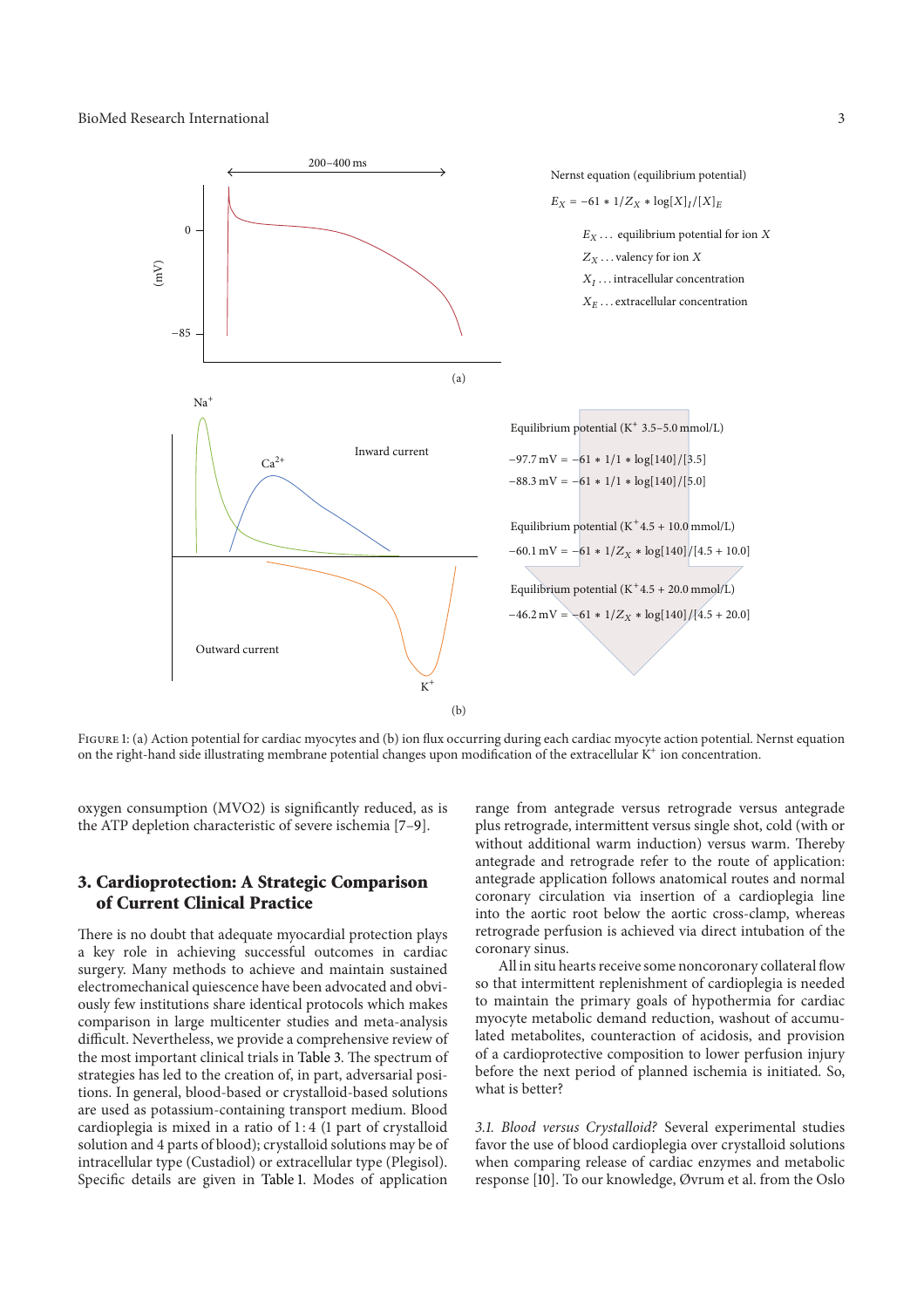Figure 1: (a) Action potential for cardiac myocytes and (b) ion flux occurring during each cardiac myocyte action potential. Nernst equation on the right-hand side illustrating membrane potential changes upon modification of the extracellular $K^+$ ion concentration.

oxygen consumption (MVO2) is significantly reduced, as is the ATP depletion characteristic of severe ischemia [7–9].

## 3. Cardioprotection: A Strategic Comparison of Current Clinical Practice

There is no doubt that adequate myocardial protection plays a key role in achieving successful outcomes in cardiac surgery. Many methods to achieve and maintain sustained electromechanical quiescence have been advocated and obviously few institutions share identical protocols which makes comparison in large multicenter studies and meta-analysis difficult. Nevertheless, we provide a comprehensive review of the most important clinical trials in Table 3. The spectrum of strategies has led to the creation of, in part, adversarial positions. In general, blood-based or crystalloid-based solutions are used as potassium-containing transport medium. Blood cardioplegia is mixed in a ratio of 1 : 4 (1 part of crystalloid solution and 4 parts of blood); crystalloid solutions may be of intracellular type (Custadiol) or extracellular type (Plegisol). Specific details are given in Table 1. Modes of application range from antegrade versus retrograde versus antegrade plus retrograde, intermittent versus single shot, cold (with or without additional warm induction) versus warm. Thereby antegrade and retrograde refer to the route of application: antegrade application follows anatomical routes and normal coronary circulation via insertion of a cardioplegia line into the aortic root below the aortic cross-clamp, whereas retrograde perfusion is achieved via direct intubation of the coronary sinus.

All in situ hearts receive some noncoronary collateral flow so that intermittent replenishment of cardioplegia is needed to maintain the primary goals of hypothermia for cardiac myocyte metabolic demand reduction, washout of accumulated metabolites, counteraction of acidosis, and provision of a cardioprotective composition to lower perfusion injury before the next period of planned ischemia is initiated. So, what is better?

*3.1. Blood versus Crystalloid?* Several experimental studies favor the use of blood cardioplegia over crystalloid solutions when comparing release of cardiac enzymes and metabolic response [10]. To our knowledge, Øvrum et al. from the Oslo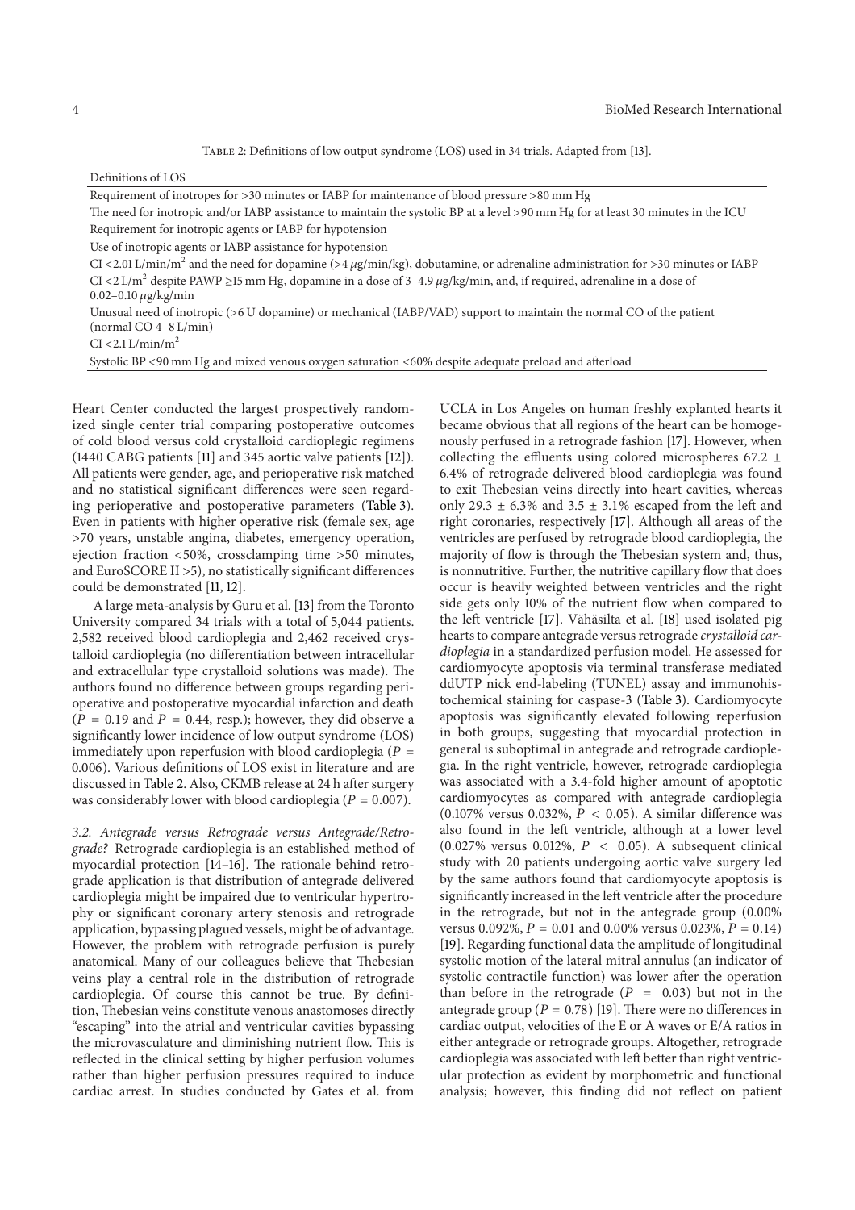Table 2: Definitions of low output syndrome (LOS) used in 34 trials. Adapted from [13].

| Definitions of LOS |
| --- |
| Requirement of inotropes for >30 minutes or IABP for maintenance of blood pressure >80 mm Hg |
| The need for inotropic and/or IABP assistance to maintain the systolic BP at a level >90 mm Hg for at least 30 minutes in the ICU |
| Requirement for inotropic agents or IABP for hypotension |
| Use of inotropic agents or IABP assistance for hypotension |
| CI <2.01 L/min/m$^2$ and the need for dopamine (>4 $\mu$g/min/kg), dobutamine, or adrenaline administration for >30 minutes or IABP |
| CI <2 L/m$^2$ despite PAWP ≥15 mm Hg, dopamine in a dose of 3–4.9 $\mu$g/kg/min, and, if required, adrenaline in a dose of 0.02–0.10 $\mu$g/kg/min |
| Unusual need of inotropic (>6 U dopamine) or mechanical (IABP/VAD) support to maintain the normal CO of the patient (normal CO 4–8 L/min) |
| CI <2.1 L/min/m$^2$ |
| Systolic BP <90 mm Hg and mixed venous oxygen saturation <60% despite adequate preload and afterload |

Heart Center conducted the largest prospectively randomized single center trial comparing postoperative outcomes of cold blood versus cold crystalloid cardioplegic regimens (1440 CABG patients [11] and 345 aortic valve patients [12]). All patients were gender, age, and perioperative risk matched and no statistical significant differences were seen regarding perioperative and postoperative parameters (Table 3). Even in patients with higher operative risk (female sex, age >70 years, unstable angina, diabetes, emergency operation, ejection fraction <50%, crossclamping time >50 minutes, and EuroSCORE II >5), no statistically significant differences could be demonstrated [11, 12].

A large meta-analysis by Guru et al. [13] from the Toronto University compared 34 trials with a total of 5,044 patients. 2,582 received blood cardioplegia and 2,462 received crystalloid cardioplegia (no differentiation between intracellular and extracellular type crystalloid solutions was made). The authors found no difference between groups regarding perioperative and postoperative myocardial infarction and death ($P = 0.19$ and $P = 0.44$, resp.); however, they did observe a significantly lower incidence of low output syndrome (LOS) immediately upon reperfusion with blood cardioplegia ($P = 0.006$). Various definitions of LOS exist in literature and are discussed in Table 2. Also, CKMB release at 24 h after surgery was considerably lower with blood cardioplegia ($P = 0.007$).

*3.2. Antegrade versus Retrograde versus Antegrade/Retrograde?* Retrograde cardioplegia is an established method of myocardial protection [14–16]. The rationale behind retrograde application is that distribution of antegrade delivered cardioplegia might be impaired due to ventricular hypertrophy or significant coronary artery stenosis and retrograde application, bypassing plagued vessels, might be of advantage. However, the problem with retrograde perfusion is purely anatomical. Many of our colleagues believe that Thebesian veins play a central role in the distribution of retrograde cardioplegia. Of course this cannot be true. By definition, Thebesian veins constitute venous anastomoses directly "escaping" into the atrial and ventricular cavities bypassing the microvasculature and diminishing nutrient flow. This is reflected in the clinical setting by higher perfusion volumes rather than higher perfusion pressures required to induce cardiac arrest. In studies conducted by Gates et al. from UCLA in Los Angeles on human freshly explanted hearts it became obvious that all regions of the heart can be homogenously perfused in a retrograde fashion [17]. However, when collecting the effluents using colored microspheres 67.2 ± 6.4% of retrograde delivered blood cardioplegia was found to exit Thebesian veins directly into heart cavities, whereas only 29.3 ± 6.3% and 3.5 ± 3.1% escaped from the left and right coronaries, respectively [17]. Although all areas of the ventricles are perfused by retrograde blood cardioplegia, the majority of flow is through the Thebesian system and, thus, is nonnutritive. Further, the nutritive capillary flow that does occur is heavily weighted between ventricles and the right side gets only 10% of the nutrient flow when compared to the left ventricle [17]. Vähäsilta et al. [18] used isolated pig hearts to compare antegrade versus retrograde *crystalloid cardioplegia* in a standardized perfusion model. He assessed for cardiomyocyte apoptosis via terminal transferase mediated ddUTP nick end-labeling (TUNEL) assay and immunohistochemical staining for caspase-3 (Table 3). Cardiomyocyte apoptosis was significantly elevated following reperfusion in both groups, suggesting that myocardial protection in general is suboptimal in antegrade and retrograde cardioplegia. In the right ventricle, however, retrograde cardioplegia was associated with a 3.4-fold higher amount of apoptotic cardiomyocytes as compared with antegrade cardioplegia (0.107% versus 0.032%, $P < 0.05$). A similar difference was also found in the left ventricle, although at a lower level (0.027% versus 0.012%, $P < 0.05$). A subsequent clinical study with 20 patients undergoing aortic valve surgery led by the same authors found that cardiomyocyte apoptosis is significantly increased in the left ventricle after the procedure in the retrograde, but not in the antegrade group (0.00% versus 0.092%, $P = 0.01$ and 0.00% versus 0.023%, $P = 0.14$) [19]. Regarding functional data the amplitude of longitudinal systolic motion of the lateral mitral annulus (an indicator of systolic contractile function) was lower after the operation than before in the retrograde ($P = 0.03$) but not in the antegrade group ($P = 0.78$) [19]. There were no differences in cardiac output, velocities of the E or A waves or E/A ratios in either antegrade or retrograde groups. Altogether, retrograde cardioplegia was associated with left better than right ventricular protection as evident by morphometric and functional analysis; however, this finding did not reflect on patient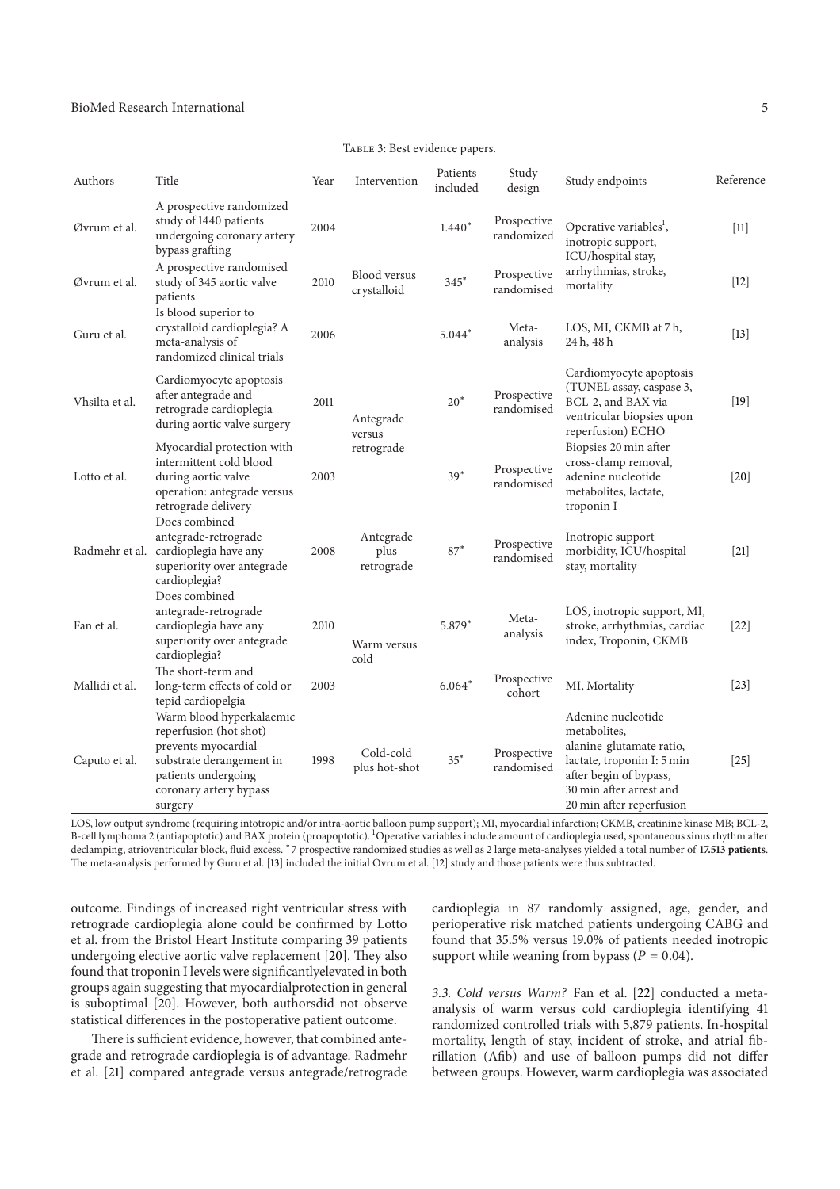Table 3: Best evidence papers.

| Authors | Title | Year | Intervention | Patients included | Study design | Study endpoints | Reference |
|---|---|---|---|---|---|---|---|
| Øvrum et al. | A prospective randomized study of 1440 patients undergoing coronary artery bypass grafting | 2004 | Blood versus crystalloid | 1.440* | Prospective randomized | Operative variables[1], inotropic support, ICU/hospital stay, arrhythmias, stroke, mortality | [11] |
| Øvrum et al. | A prospective randomised study of 345 aortic valve patients | 2010 | | 345* | Prospective randomised | | [12] |
| Guru et al. | Is blood superior to crystalloid cardioplegia? A meta-analysis of randomized clinical trials | 2006 | | 5.044* | Meta-analysis | LOS, MI, CKMB at 7 h, 24 h, 48 h | [13] |
| Vhsilta et al. | Cardiomyocyte apoptosis after antegrade and retrograde cardioplegia during aortic valve surgery | 2011 | Antegrade versus retrograde | 20* | Prospective randomised | Cardiomyocyte apoptosis (TUNEL assay, caspase 3, BCL-2, and BAX via ventricular biopsies upon reperfusion) ECHO | [19] |
| Lotto et al. | Myocardial protection with intermittent cold blood during aortic valve operation: antegrade versus retrograde delivery | 2003 | | 39* | Prospective randomised | Biopsies 20 min after cross-clamp removal, adenine nucleotide metabolites, lactate, troponin I | [20] |
| Radmehr et al. | Does combined antegrade-retrograde cardioplegia have any superiority over antegrade cardioplegia? | 2008 | Antegrade plus retrograde | 87* | Prospective randomised | Inotropic support morbidity, ICU/hospital stay, mortality | [21] |
| Fan et al. | Does combined antegrade-retrograde cardioplegia have any superiority over antegrade cardioplegia? | 2010 | Warm versus cold | 5.879* | Meta-analysis | LOS, inotropic support, MI, stroke, arrhythmias, cardiac index, Troponin, CKMB | [22] |
| Mallidi et al. | The short-term and long-term effects of cold or tepid cardiopelgia | 2003 | | 6.064* | Prospective cohort | MI, Mortality | [23] |
| Caputo et al. | Warm blood hyperkalaemic reperfusion (hot shot) prevents myocardial substrate derangement in patients undergoing coronary artery bypass surgery | 1998 | Cold-cold plus hot-shot | 35* | Prospective randomised | Adenine nucleotide metabolites, alanine-glutamate ratio, lactate, troponin I: 5 min after begin of bypass, 30 min after arrest and 20 min after reperfusion | [25] |

LOS, low output syndrome (requiring intotropic and/or intra-aortic balloon pump support); MI, myocardial infarction; CKMB, creatinine kinase MB; BCL-2, B-cell lymphoma 2 (antiapoptotic) and BAX protein (proapoptotic). [1]Operative variables include amount of cardioplegia used, spontaneous sinus rhythm after declamping, atrioventricular block, fluid excess. *7 prospective randomized studies as well as 2 large meta-analyses yielded a total number of **17.513 patients**. The meta-analysis performed by Guru et al. [13] included the initial Ovrum et al. [12] study and those patients were thus subtracted.

outcome. Findings of increased right ventricular stress with retrograde cardioplegia alone could be confirmed by Lotto et al. from the Bristol Heart Institute comparing 39 patients undergoing elective aortic valve replacement [20]. They also found that troponin I levels were significantlyelevated in both groups again suggesting that myocardialprotection in general is suboptimal [20]. However, both authorsdid not observe statistical differences in the postoperative patient outcome.

There is sufficient evidence, however, that combined antegrade and retrograde cardioplegia is of advantage. Radmehr et al. [21] compared antegrade versus antegrade/retrograde cardioplegia in 87 randomly assigned, age, gender, and perioperative risk matched patients undergoing CABG and found that 35.5% versus 19.0% of patients needed inotropic support while weaning from bypass ($P = 0.04$).

*3.3. Cold versus Warm?* Fan et al. [22] conducted a meta-analysis of warm versus cold cardioplegia identifying 41 randomized controlled trials with 5,879 patients. In-hospital mortality, length of stay, incident of stroke, and atrial fibrillation (Afib) and use of balloon pumps did not differ between groups. However, warm cardioplegia was associated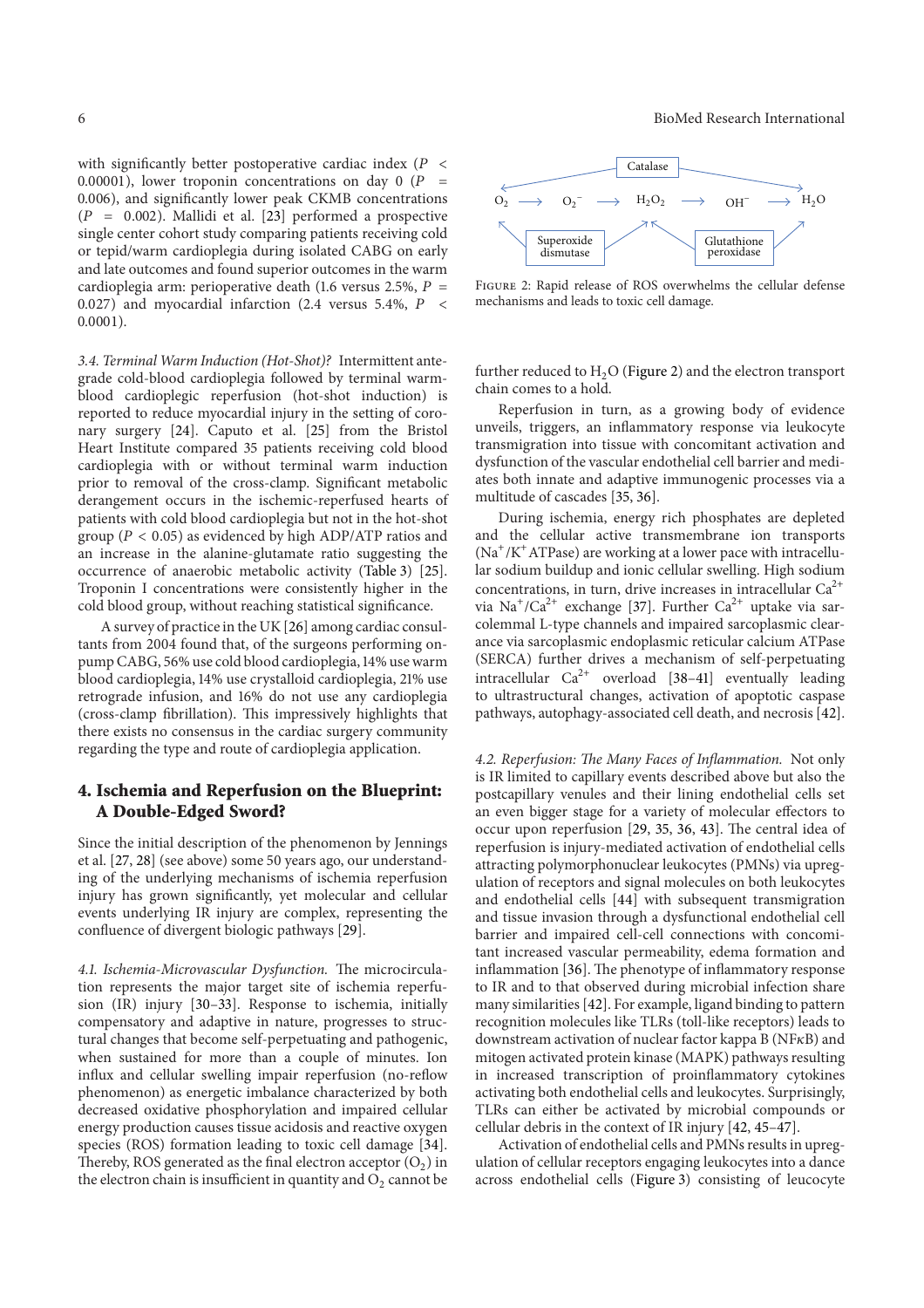with significantly better postoperative cardiac index ($P < 0.00001$), lower troponin concentrations on day 0 ($P = 0.006$), and significantly lower peak CKMB concentrations ($P = 0.002$). Mallidi et al. [23] performed a prospective single center cohort study comparing patients receiving cold or tepid/warm cardioplegia during isolated CABG on early and late outcomes and found superior outcomes in the warm cardioplegia arm: perioperative death (1.6 versus 2.5%, $P = 0.027$) and myocardial infarction (2.4 versus 5.4%, $P < 0.0001$).

*3.4. Terminal Warm Induction (Hot-Shot)?* Intermittent antegrade cold-blood cardioplegia followed by terminal warm-blood cardioplegic reperfusion (hot-shot induction) is reported to reduce myocardial injury in the setting of coronary surgery [24]. Caputo et al. [25] from the Bristol Heart Institute compared 35 patients receiving cold blood cardioplegia with or without terminal warm induction prior to removal of the cross-clamp. Significant metabolic derangement occurs in the ischemic-reperfused hearts of patients with cold blood cardioplegia but not in the hot-shot group ($P < 0.05$) as evidenced by high ADP/ATP ratios and an increase in the alanine-glutamate ratio suggesting the occurrence of anaerobic metabolic activity (Table 3) [25]. Troponin I concentrations were consistently higher in the cold blood group, without reaching statistical significance.

A survey of practice in the UK [26] among cardiac consultants from 2004 found that, of the surgeons performing on-pump CABG, 56% use cold blood cardioplegia, 14% use warm blood cardioplegia, 14% use crystalloid cardioplegia, 21% use retrograde infusion, and 16% do not use any cardioplegia (cross-clamp fibrillation). This impressively highlights that there exists no consensus in the cardiac surgery community regarding the type and route of cardioplegia application.

## 4. Ischemia and Reperfusion on the Blueprint: A Double-Edged Sword?

Since the initial description of the phenomenon by Jennings et al. [27, 28] (see above) some 50 years ago, our understanding of the underlying mechanisms of ischemia reperfusion injury has grown significantly, yet molecular and cellular events underlying IR injury are complex, representing the confluence of divergent biologic pathways [29].

*4.1. Ischemia-Microvascular Dysfunction.* The microcirculation represents the major target site of ischemia reperfusion (IR) injury [30–33]. Response to ischemia, initially compensatory and adaptive in nature, progresses to structural changes that become self-perpetuating and pathogenic, when sustained for more than a couple of minutes. Ion influx and cellular swelling impair reperfusion (no-reflow phenomenon) as energetic imbalance characterized by both decreased oxidative phosphorylation and impaired cellular energy production causes tissue acidosis and reactive oxygen species (ROS) formation leading to toxic cell damage [34]. Thereby, ROS generated as the final electron acceptor ($O_2$) in the electron chain is insufficient in quantity and $O_2$ cannot be further reduced to $H_2O$ (Figure 2) and the electron transport chain comes to a hold.

$O_2 \longrightarrow O_2^- \longrightarrow H_2O_2 \longrightarrow OH^- \longrightarrow H_2O$ (Catalase; Superoxide dismutase; Glutathione peroxidase)

Figure 2: Rapid release of ROS overwhelms the cellular defense mechanisms and leads to toxic cell damage.

Reperfusion in turn, as a growing body of evidence unveils, triggers, an inflammatory response via leukocyte transmigration into tissue with concomitant activation and dysfunction of the vascular endothelial cell barrier and mediates both innate and adaptive immunogenic processes via a multitude of cascades [35, 36].

During ischemia, energy rich phosphates are depleted and the cellular active transmembrane ion transports ($Na^+/K^+$ ATPase) are working at a lower pace with intracellular sodium buildup and ionic cellular swelling. High sodium concentrations, in turn, drive increases in intracellular $Ca^{2+}$ via $Na^+/Ca^{2+}$ exchange [37]. Further $Ca^{2+}$ uptake via sarcolemmal L-type channels and impaired sarcoplasmic clearance via sarcoplasmic endoplasmic reticular calcium ATPase (SERCA) further drives a mechanism of self-perpetuating intracellular $Ca^{2+}$ overload [38–41] eventually leading to ultrastructural changes, activation of apoptotic caspase pathways, autophagy-associated cell death, and necrosis [42].

*4.2. Reperfusion: The Many Faces of Inflammation.* Not only is IR limited to capillary events described above but also the postcapillary venules and their lining endothelial cells set an even bigger stage for a variety of molecular effectors to occur upon reperfusion [29, 35, 36, 43]. The central idea of reperfusion is injury-mediated activation of endothelial cells attracting polymorphonuclear leukocytes (PMNs) via upregulation of receptors and signal molecules on both leukocytes and endothelial cells [44] with subsequent transmigration and tissue invasion through a dysfunctional endothelial cell barrier and impaired cell-cell connections with concomitant increased vascular permeability, edema formation and inflammation [36]. The phenotype of inflammatory response to IR and to that observed during microbial infection share many similarities [42]. For example, ligand binding to pattern recognition molecules like TLRs (toll-like receptors) leads to downstream activation of nuclear factor kappa B (NF$\kappa$B) and mitogen activated protein kinase (MAPK) pathways resulting in increased transcription of proinflammatory cytokines activating both endothelial cells and leukocytes. Surprisingly, TLRs can either be activated by microbial compounds or cellular debris in the context of IR injury [42, 45–47].

Activation of endothelial cells and PMNs results in upregulation of cellular receptors engaging leukocytes into a dance across endothelial cells (Figure 3) consisting of leucocyte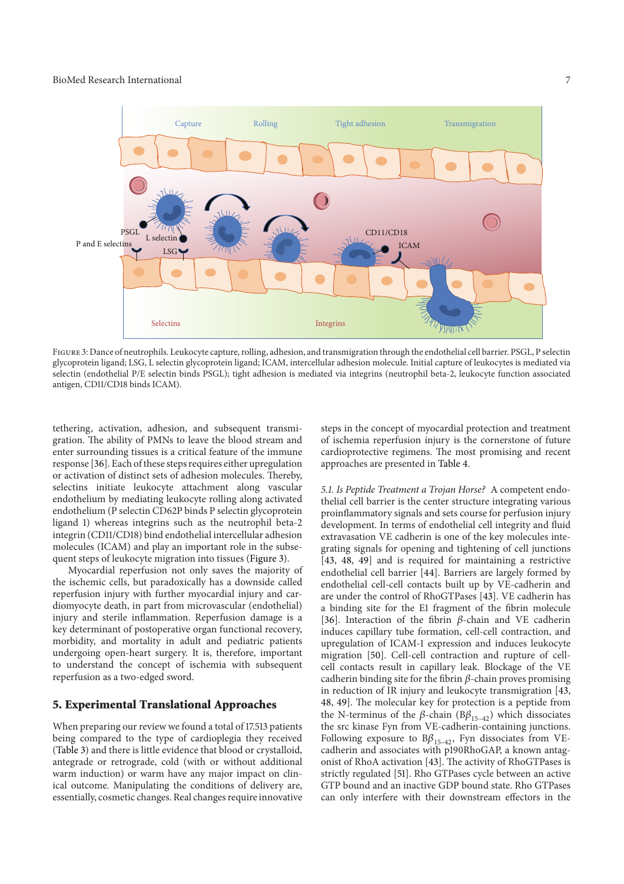Figure 3: Dance of neutrophils. Leukocyte capture, rolling, adhesion, and transmigration through the endothelial cell barrier. PSGL, P selectin glycoprotein ligand; LSG, L selectin glycoprotein ligand; ICAM, intercellular adhesion molecule. Initial capture of leukocytes is mediated via selectin (endothelial P/E selectin binds PSGL); tight adhesion is mediated via integrins (neutrophil beta-2, leukocyte function associated antigen, CD11/CD18 binds ICAM).

tethering, activation, adhesion, and subsequent transmigration. The ability of PMNs to leave the blood stream and enter surrounding tissues is a critical feature of the immune response [36]. Each of these steps requires either upregulation or activation of distinct sets of adhesion molecules. Thereby, selectins initiate leukocyte attachment along vascular endothelium by mediating leukocyte rolling along activated endothelium (P selectin CD62P binds P selectin glycoprotein ligand 1) whereas integrins such as the neutrophil beta-2 integrin (CD11/CD18) bind endothelial intercellular adhesion molecules (ICAM) and play an important role in the subsequent steps of leukocyte migration into tissues (Figure 3).

Myocardial reperfusion not only saves the majority of the ischemic cells, but paradoxically has a downside called reperfusion injury with further myocardial injury and cardiomyocyte death, in part from microvascular (endothelial) injury and sterile inflammation. Reperfusion damage is a key determinant of postoperative organ functional recovery, morbidity, and mortality in adult and pediatric patients undergoing open-heart surgery. It is, therefore, important to understand the concept of ischemia with subsequent reperfusion as a two-edged sword.

## 5. Experimental Translational Approaches

When preparing our review we found a total of 17.513 patients being compared to the type of cardioplegia they received (Table 3) and there is little evidence that blood or crystalloid, antegrade or retrograde, cold (with or without additional warm induction) or warm have any major impact on clinical outcome. Manipulating the conditions of delivery are, essentially, cosmetic changes. Real changes require innovative steps in the concept of myocardial protection and treatment of ischemia reperfusion injury is the cornerstone of future cardioprotective regimens. The most promising and recent approaches are presented in Table 4.

*5.1. Is Peptide Treatment a Trojan Horse?* A competent endothelial cell barrier is the center structure integrating various proinflammatory signals and sets course for perfusion injury development. In terms of endothelial cell integrity and fluid extravasation VE cadherin is one of the key molecules integrating signals for opening and tightening of cell junctions [43, 48, 49] and is required for maintaining a restrictive endothelial cell barrier [44]. Barriers are largely formed by endothelial cell-cell contacts built up by VE-cadherin and are under the control of RhoGTPases [43]. VE cadherin has a binding site for the E1 fragment of the fibrin molecule [36]. Interaction of the fibrin $\beta$-chain and VE cadherin induces capillary tube formation, cell-cell contraction, and upregulation of ICAM-1 expression and induces leukocyte migration [50]. Cell-cell contraction and rupture of cell-cell contacts result in capillary leak. Blockage of the VE cadherin binding site for the fibrin $\beta$-chain proves promising in reduction of IR injury and leukocyte transmigration [43, 48, 49]. The molecular key for protection is a peptide from the N-terminus of the $\beta$-chain ($B\beta_{15-42}$) which dissociates the src kinase Fyn from VE-cadherin-containing junctions. Following exposure to $B\beta_{15-42}$, Fyn dissociates from VE-cadherin and associates with p190RhoGAP, a known antagonist of RhoA activation [43]. The activity of RhoGTPases is strictly regulated [51]. Rho GTPases cycle between an active GTP bound and an inactive GDP bound state. Rho GTPases can only interfere with their downstream effectors in the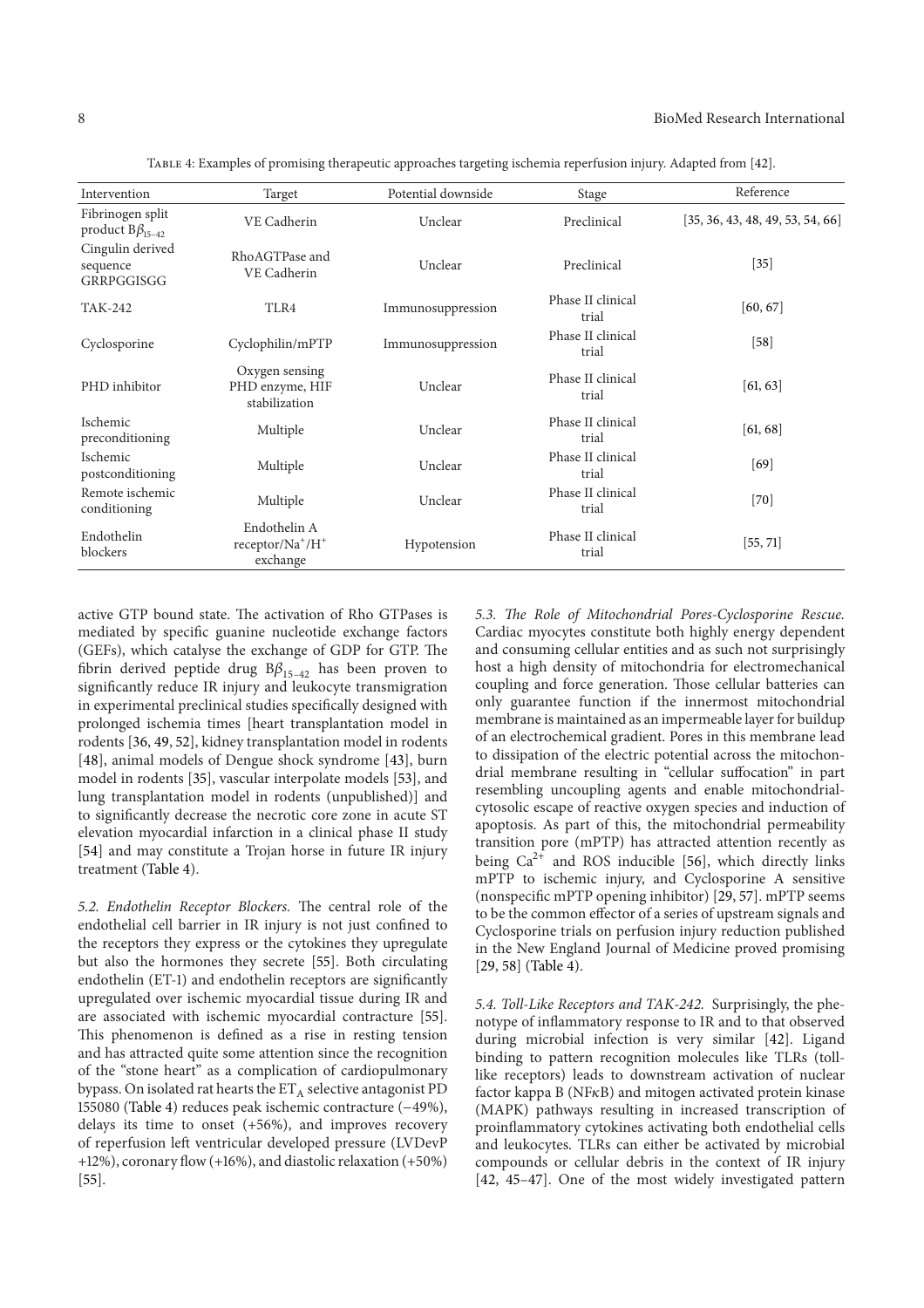Table 4: Examples of promising therapeutic approaches targeting ischemia reperfusion injury. Adapted from [42].

| Intervention | Target | Potential downside | Stage | Reference |
|---|---|---|---|---|
| Fibrinogen split product $B\beta_{15-42}$ | VE Cadherin | Unclear | Preclinical | [35, 36, 43, 48, 49, 53, 54, 66] |
| Cingulin derived sequence GRRPGGISGG | RhoAGTPase and VE Cadherin | Unclear | Preclinical | [35] |
| TAK-242 | TLR4 | Immunosuppression | Phase II clinical trial | [60, 67] |
| Cyclosporine | Cyclophilin/mPTP | Immunosuppression | Phase II clinical trial | [58] |
| PHD inhibitor | Oxygen sensing PHD enzyme, HIF stabilization | Unclear | Phase II clinical trial | [61, 63] |
| Ischemic preconditioning | Multiple | Unclear | Phase II clinical trial | [61, 68] |
| Ischemic postconditioning | Multiple | Unclear | Phase II clinical trial | [69] |
| Remote ischemic conditioning | Multiple | Unclear | Phase II clinical trial | [70] |
| Endothelin blockers | Endothelin A receptor/$Na^+/H^+$ exchange | Hypotension | Phase II clinical trial | [55, 71] |

active GTP bound state. The activation of Rho GTPases is mediated by specific guanine nucleotide exchange factors (GEFs), which catalyse the exchange of GDP for GTP. The fibrin derived peptide drug $B\beta_{15-42}$ has been proven to significantly reduce IR injury and leukocyte transmigration in experimental preclinical studies specifically designed with prolonged ischemia times [heart transplantation model in rodents [36, 49, 52], kidney transplantation model in rodents [48], animal models of Dengue shock syndrome [43], burn model in rodents [35], vascular interpolate models [53], and lung transplantation model in rodents (unpublished)] and to significantly decrease the necrotic core zone in acute ST elevation myocardial infarction in a clinical phase II study [54] and may constitute a Trojan horse in future IR injury treatment (Table 4).

*5.2. Endothelin Receptor Blockers.* The central role of the endothelial cell barrier in IR injury is not just confined to the receptors they express or the cytokines they upregulate but also the hormones they secrete [55]. Both circulating endothelin (ET-1) and endothelin receptors are significantly upregulated over ischemic myocardial tissue during IR and are associated with ischemic myocardial contracture [55]. This phenomenon is defined as a rise in resting tension and has attracted quite some attention since the recognition of the "stone heart" as a complication of cardiopulmonary bypass. On isolated rat hearts the $ET_A$ selective antagonist PD 155080 (Table 4) reduces peak ischemic contracture (−49%), delays its time to onset (+56%), and improves recovery of reperfusion left ventricular developed pressure (LVDevP +12%), coronary flow (+16%), and diastolic relaxation (+50%) [55].

*5.3. The Role of Mitochondrial Pores-Cyclosporine Rescue.* Cardiac myocytes constitute both highly energy dependent and consuming cellular entities and as such not surprisingly host a high density of mitochondria for electromechanical coupling and force generation. Those cellular batteries can only guarantee function if the innermost mitochondrial membrane is maintained as an impermeable layer for buildup of an electrochemical gradient. Pores in this membrane lead to dissipation of the electric potential across the mitochondrial membrane resulting in "cellular suffocation" in part resembling uncoupling agents and enable mitochondrial-cytosolic escape of reactive oxygen species and induction of apoptosis. As part of this, the mitochondrial permeability transition pore (mPTP) has attracted attention recently as being $Ca^{2+}$ and ROS inducible [56], which directly links mPTP to ischemic injury, and Cyclosporine A sensitive (nonspecific mPTP opening inhibitor) [29, 57]. mPTP seems to be the common effector of a series of upstream signals and Cyclosporine trials on perfusion injury reduction published in the New England Journal of Medicine proved promising [29, 58] (Table 4).

*5.4. Toll-Like Receptors and TAK-242.* Surprisingly, the phenotype of inflammatory response to IR and to that observed during microbial infection is very similar [42]. Ligand binding to pattern recognition molecules like TLRs (toll-like receptors) leads to downstream activation of nuclear factor kappa B (NFκB) and mitogen activated protein kinase (MAPK) pathways resulting in increased transcription of proinflammatory cytokines activating both endothelial cells and leukocytes. TLRs can either be activated by microbial compounds or cellular debris in the context of IR injury [42, 45–47]. One of the most widely investigated pattern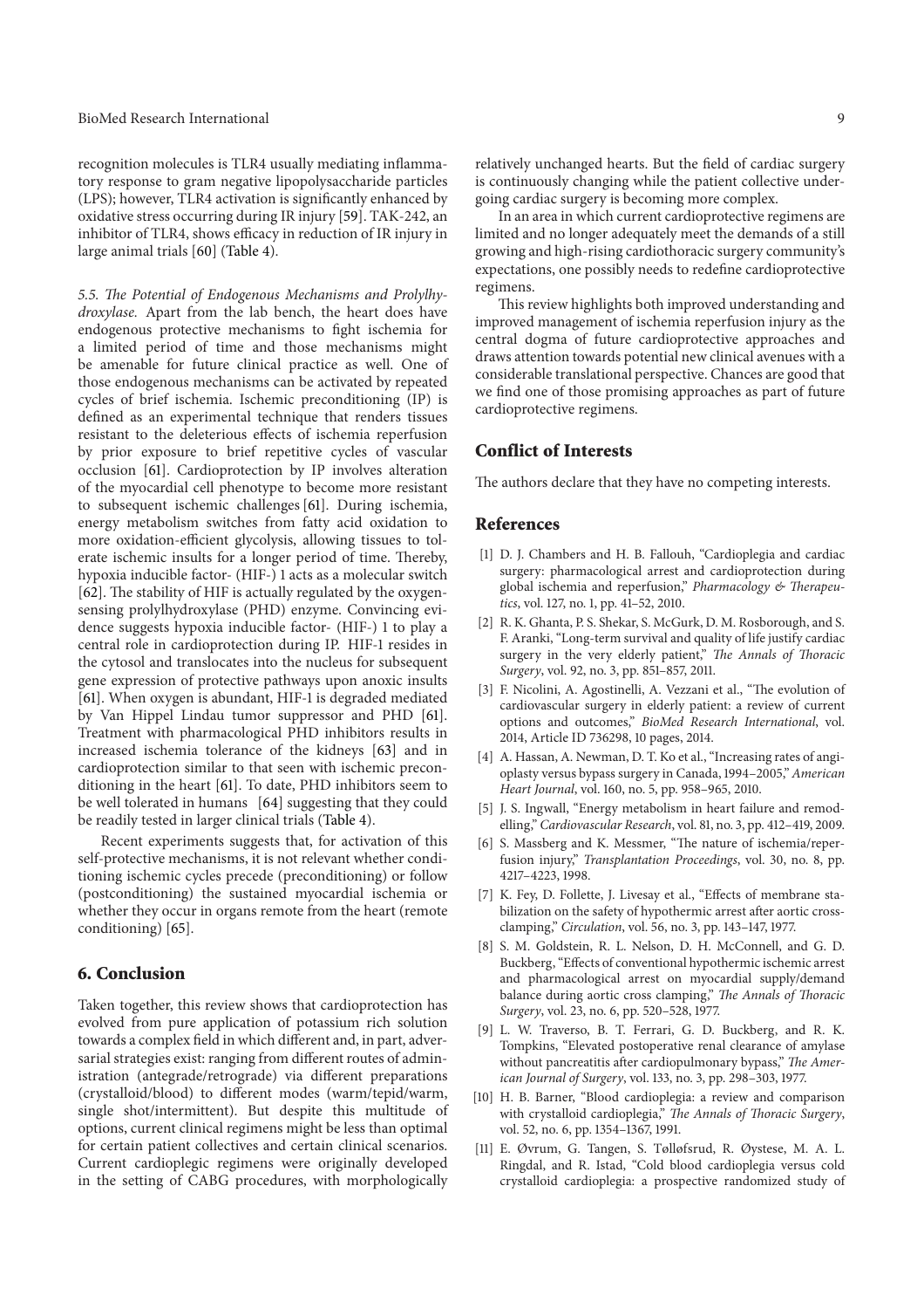recognition molecules is TLR4 usually mediating inflammatory response to gram negative lipopolysaccharide particles (LPS); however, TLR4 activation is significantly enhanced by oxidative stress occurring during IR injury [59]. TAK-242, an inhibitor of TLR4, shows efficacy in reduction of IR injury in large animal trials [60] (Table 4).

*5.5. The Potential of Endogenous Mechanisms and Prolylhydroxylase.* Apart from the lab bench, the heart does have endogenous protective mechanisms to fight ischemia for a limited period of time and those mechanisms might be amenable for future clinical practice as well. One of those endogenous mechanisms can be activated by repeated cycles of brief ischemia. Ischemic preconditioning (IP) is defined as an experimental technique that renders tissues resistant to the deleterious effects of ischemia reperfusion by prior exposure to brief repetitive cycles of vascular occlusion [61]. Cardioprotection by IP involves alteration of the myocardial cell phenotype to become more resistant to subsequent ischemic challenges [61]. During ischemia, energy metabolism switches from fatty acid oxidation to more oxidation-efficient glycolysis, allowing tissues to tolerate ischemic insults for a longer period of time. Thereby, hypoxia inducible factor- (HIF-) 1 acts as a molecular switch [62]. The stability of HIF is actually regulated by the oxygen-sensing prolylhydroxylase (PHD) enzyme. Convincing evidence suggests hypoxia inducible factor- (HIF-) 1 to play a central role in cardioprotection during IP. HIF-1 resides in the cytosol and translocates into the nucleus for subsequent gene expression of protective pathways upon anoxic insults [61]. When oxygen is abundant, HIF-1 is degraded mediated by Van Hippel Lindau tumor suppressor and PHD [61]. Treatment with pharmacological PHD inhibitors results in increased ischemia tolerance of the kidneys [63] and in cardioprotection similar to that seen with ischemic preconditioning in the heart [61]. To date, PHD inhibitors seem to be well tolerated in humans [64] suggesting that they could be readily tested in larger clinical trials (Table 4).

Recent experiments suggests that, for activation of this self-protective mechanisms, it is not relevant whether conditioning ischemic cycles precede (preconditioning) or follow (postconditioning) the sustained myocardial ischemia or whether they occur in organs remote from the heart (remote conditioning) [65].

## 6. Conclusion

Taken together, this review shows that cardioprotection has evolved from pure application of potassium rich solution towards a complex field in which different and, in part, adversarial strategies exist: ranging from different routes of administration (antegrade/retrograde) via different preparations (crystalloid/blood) to different modes (warm/tepid/warm, single shot/intermittent). But despite this multitude of options, current clinical regimens might be less than optimal for certain patient collectives and certain clinical scenarios. Current cardioplegic regimens were originally developed in the setting of CABG procedures, with morphologically relatively unchanged hearts. But the field of cardiac surgery is continuously changing while the patient collective undergoing cardiac surgery is becoming more complex.

In an area in which current cardioprotective regimens are limited and no longer adequately meet the demands of a still growing and high-rising cardiothoracic surgery community's expectations, one possibly needs to redefine cardioprotective regimens.

This review highlights both improved understanding and improved management of ischemia reperfusion injury as the central dogma of future cardioprotective approaches and draws attention towards potential new clinical avenues with a considerable translational perspective. Chances are good that we find one of those promising approaches as part of future cardioprotective regimens.

## Conflict of Interests

The authors declare that they have no competing interests.

## References

[1] D. J. Chambers and H. B. Fallouh, "Cardioplegia and cardiac surgery: pharmacological arrest and cardioprotection during global ischemia and reperfusion," *Pharmacology & Therapeutics*, vol. 127, no. 1, pp. 41–52, 2010.

[2] R. K. Ghanta, P. S. Shekar, S. McGurk, D. M. Rosborough, and S. F. Aranki, "Long-term survival and quality of life justify cardiac surgery in the very elderly patient," *The Annals of Thoracic Surgery*, vol. 92, no. 3, pp. 851–857, 2011.

[3] F. Nicolini, A. Agostinelli, A. Vezzani et al., "The evolution of cardiovascular surgery in elderly patient: a review of current options and outcomes," *BioMed Research International*, vol. 2014, Article ID 736298, 10 pages, 2014.

[4] A. Hassan, A. Newman, D. T. Ko et al., "Increasing rates of angioplasty versus bypass surgery in Canada, 1994–2005," *American Heart Journal*, vol. 160, no. 5, pp. 958–965, 2010.

[5] J. S. Ingwall, "Energy metabolism in heart failure and remodelling," *Cardiovascular Research*, vol. 81, no. 3, pp. 412–419, 2009.

[6] S. Massberg and K. Messmer, "The nature of ischemia/reperfusion injury," *Transplantation Proceedings*, vol. 30, no. 8, pp. 4217–4223, 1998.

[7] K. Fey, D. Follette, J. Livesay et al., "Effects of membrane stabilization on the safety of hypothermic arrest after aortic cross-clamping," *Circulation*, vol. 56, no. 3, pp. 143–147, 1977.

[8] S. M. Goldstein, R. L. Nelson, D. H. McConnell, and G. D. Buckberg, "Effects of conventional hypothermic ischemic arrest and pharmacological arrest on myocardial supply/demand balance during aortic cross clamping," *The Annals of Thoracic Surgery*, vol. 23, no. 6, pp. 520–528, 1977.

[9] L. W. Traverso, B. T. Ferrari, G. D. Buckberg, and R. K. Tompkins, "Elevated postoperative renal clearance of amylase without pancreatitis after cardiopulmonary bypass," *The American Journal of Surgery*, vol. 133, no. 3, pp. 298–303, 1977.

[10] H. B. Barner, "Blood cardioplegia: a review and comparison with crystalloid cardioplegia," *The Annals of Thoracic Surgery*, vol. 52, no. 6, pp. 1354–1367, 1991.

[11] E. Øvrum, G. Tangen, S. Tølløfsrud, R. Øystese, M. A. L. Ringdal, and R. Istad, "Cold blood cardioplegia versus cold crystalloid cardioplegia: a prospective randomized study of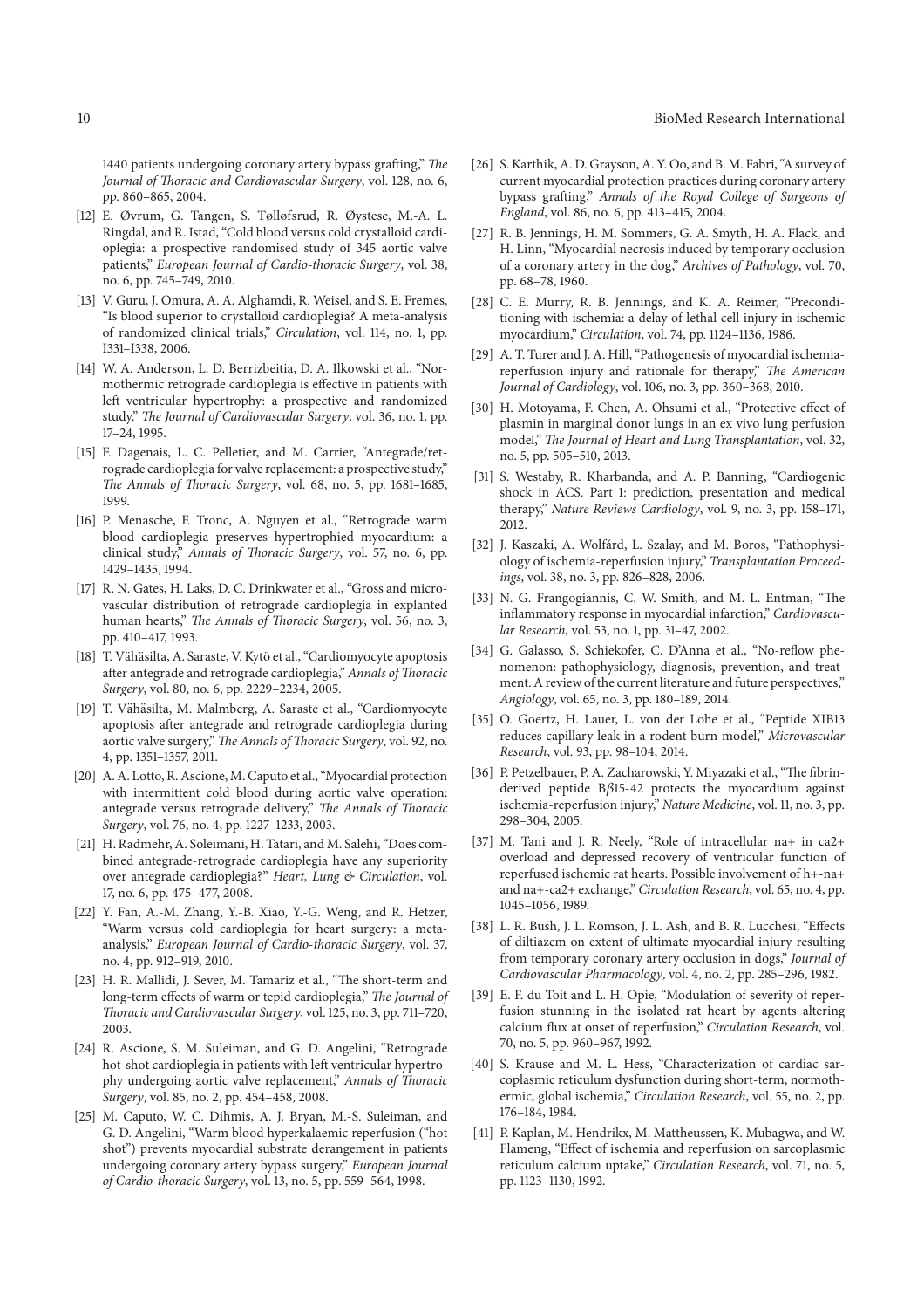1440 patients undergoing coronary artery bypass grafting," *The Journal of Thoracic and Cardiovascular Surgery*, vol. 128, no. 6, pp. 860–865, 2004.

[12] E. Øvrum, G. Tangen, S. Tølløfsrud, R. Øystese, M.-A. L. Ringdal, and R. Istad, "Cold blood versus cold crystalloid cardioplegia: a prospective randomised study of 345 aortic valve patients," *European Journal of Cardio-thoracic Surgery*, vol. 38, no. 6, pp. 745–749, 2010.

[13] V. Guru, J. Omura, A. A. Alghamdi, R. Weisel, and S. E. Fremes, "Is blood superior to crystalloid cardioplegia? A meta-analysis of randomized clinical trials," *Circulation*, vol. 114, no. 1, pp. I331–I338, 2006.

[14] W. A. Anderson, L. D. Berrizbeitia, D. A. Ilkowski et al., "Normothermic retrograde cardioplegia is effective in patients with left ventricular hypertrophy: a prospective and randomized study," *The Journal of Cardiovascular Surgery*, vol. 36, no. 1, pp. 17–24, 1995.

[15] F. Dagenais, L. C. Pelletier, and M. Carrier, "Antegrade/retrograde cardioplegia for valve replacement: a prospective study," *The Annals of Thoracic Surgery*, vol. 68, no. 5, pp. 1681–1685, 1999.

[16] P. Menasche, F. Tronc, A. Nguyen et al., "Retrograde warm blood cardioplegia preserves hypertrophied myocardium: a clinical study," *Annals of Thoracic Surgery*, vol. 57, no. 6, pp. 1429–1435, 1994.

[17] R. N. Gates, H. Laks, D. C. Drinkwater et al., "Gross and microvascular distribution of retrograde cardioplegia in explanted human hearts," *The Annals of Thoracic Surgery*, vol. 56, no. 3, pp. 410–417, 1993.

[18] T. Vähäsilta, A. Saraste, V. Kytö et al., "Cardiomyocyte apoptosis after antegrade and retrograde cardioplegia," *Annals of Thoracic Surgery*, vol. 80, no. 6, pp. 2229–2234, 2005.

[19] T. Vähäsilta, M. Malmberg, A. Saraste et al., "Cardiomyocyte apoptosis after antegrade and retrograde cardioplegia during aortic valve surgery," *The Annals of Thoracic Surgery*, vol. 92, no. 4, pp. 1351–1357, 2011.

[20] A. A. Lotto, R. Ascione, M. Caputo et al., "Myocardial protection with intermittent cold blood during aortic valve operation: antegrade versus retrograde delivery," *The Annals of Thoracic Surgery*, vol. 76, no. 4, pp. 1227–1233, 2003.

[21] H. Radmehr, A. Soleimani, H. Tatari, and M. Salehi, "Does combined antegrade-retrograde cardioplegia have any superiority over antegrade cardioplegia?" *Heart, Lung & Circulation*, vol. 17, no. 6, pp. 475–477, 2008.

[22] Y. Fan, A.-M. Zhang, Y.-B. Xiao, Y.-G. Weng, and R. Hetzer, "Warm versus cold cardioplegia for heart surgery: a meta-analysis," *European Journal of Cardio-thoracic Surgery*, vol. 37, no. 4, pp. 912–919, 2010.

[23] H. R. Mallidi, J. Sever, M. Tamariz et al., "The short-term and long-term effects of warm or tepid cardioplegia," *The Journal of Thoracic and Cardiovascular Surgery*, vol. 125, no. 3, pp. 711–720, 2003.

[24] R. Ascione, S. M. Suleiman, and G. D. Angelini, "Retrograde hot-shot cardioplegia in patients with left ventricular hypertrophy undergoing aortic valve replacement," *Annals of Thoracic Surgery*, vol. 85, no. 2, pp. 454–458, 2008.

[25] M. Caputo, W. C. Dihmis, A. J. Bryan, M.-S. Suleiman, and G. D. Angelini, "Warm blood hyperkalaemic reperfusion ("hot shot") prevents myocardial substrate derangement in patients undergoing coronary artery bypass surgery," *European Journal of Cardio-thoracic Surgery*, vol. 13, no. 5, pp. 559–564, 1998.

[26] S. Karthik, A. D. Grayson, A. Y. Oo, and B. M. Fabri, "A survey of current myocardial protection practices during coronary artery bypass grafting," *Annals of the Royal College of Surgeons of England*, vol. 86, no. 6, pp. 413–415, 2004.

[27] R. B. Jennings, H. M. Sommers, G. A. Smyth, H. A. Flack, and H. Linn, "Myocardial necrosis induced by temporary occlusion of a coronary artery in the dog," *Archives of Pathology*, vol. 70, pp. 68–78, 1960.

[28] C. E. Murry, R. B. Jennings, and K. A. Reimer, "Preconditioning with ischemia: a delay of lethal cell injury in ischemic myocardium," *Circulation*, vol. 74, pp. 1124–1136, 1986.

[29] A. T. Turer and J. A. Hill, "Pathogenesis of myocardial ischemia-reperfusion injury and rationale for therapy," *The American Journal of Cardiology*, vol. 106, no. 3, pp. 360–368, 2010.

[30] H. Motoyama, F. Chen, A. Ohsumi et al., "Protective effect of plasmin in marginal donor lungs in an ex vivo lung perfusion model," *The Journal of Heart and Lung Transplantation*, vol. 32, no. 5, pp. 505–510, 2013.

[31] S. Westaby, R. Kharbanda, and A. P. Banning, "Cardiogenic shock in ACS. Part 1: prediction, presentation and medical therapy," *Nature Reviews Cardiology*, vol. 9, no. 3, pp. 158–171, 2012.

[32] J. Kaszaki, A. Wolfárd, L. Szalay, and M. Boros, "Pathophysiology of ischemia-reperfusion injury," *Transplantation Proceedings*, vol. 38, no. 3, pp. 826–828, 2006.

[33] N. G. Frangogiannis, C. W. Smith, and M. L. Entman, "The inflammatory response in myocardial infarction," *Cardiovascular Research*, vol. 53, no. 1, pp. 31–47, 2002.

[34] G. Galasso, S. Schiekofer, C. D'Anna et al., "No-reflow phenomenon: pathophysiology, diagnosis, prevention, and treatment. A review of the current literature and future perspectives," *Angiology*, vol. 65, no. 3, pp. 180–189, 2014.

[35] O. Goertz, H. Lauer, L. von der Lohe et al., "Peptide XIB13 reduces capillary leak in a rodent burn model," *Microvascular Research*, vol. 93, pp. 98–104, 2014.

[36] P. Petzelbauer, P. A. Zacharowski, Y. Miyazaki et al., "The fibrin-derived peptide Bβ15-42 protects the myocardium against ischemia-reperfusion injury," *Nature Medicine*, vol. 11, no. 3, pp. 298–304, 2005.

[37] M. Tani and J. R. Neely, "Role of intracellular na+ in ca2+ overload and depressed recovery of ventricular function of reperfused ischemic rat hearts. Possible involvement of h+-na+ and na+-ca2+ exchange," *Circulation Research*, vol. 65, no. 4, pp. 1045–1056, 1989.

[38] L. R. Bush, J. L. Romson, J. L. Ash, and B. R. Lucchesi, "Effects of diltiazem on extent of ultimate myocardial injury resulting from temporary coronary artery occlusion in dogs," *Journal of Cardiovascular Pharmacology*, vol. 4, no. 2, pp. 285–296, 1982.

[39] E. F. du Toit and L. H. Opie, "Modulation of severity of reperfusion stunning in the isolated rat heart by agents altering calcium flux at onset of reperfusion," *Circulation Research*, vol. 70, no. 5, pp. 960–967, 1992.

[40] S. Krause and M. L. Hess, "Characterization of cardiac sarcoplasmic reticulum dysfunction during short-term, normothermic, global ischemia," *Circulation Research*, vol. 55, no. 2, pp. 176–184, 1984.

[41] P. Kaplan, M. Hendrikx, M. Mattheussen, K. Mubagwa, and W. Flameng, "Effect of ischemia and reperfusion on sarcoplasmic reticulum calcium uptake," *Circulation Research*, vol. 71, no. 5, pp. 1123–1130, 1992.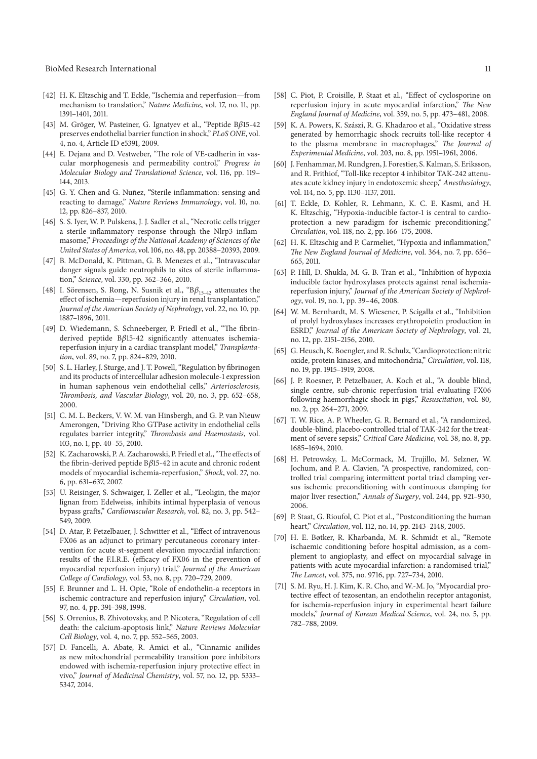[42] H. K. Eltzschig and T. Eckle, "Ischemia and reperfusion—from mechanism to translation," *Nature Medicine*, vol. 17, no. 11, pp. 1391–1401, 2011.

[43] M. Gröger, W. Pasteiner, G. Ignatyev et al., "Peptide Bβ15-42 preserves endothelial barrier function in shock," *PLoS ONE*, vol. 4, no. 4, Article ID e5391, 2009.

[44] E. Dejana and D. Vestweber, "The role of VE-cadherin in vascular morphogenesis and permeability control," *Progress in Molecular Biology and Translational Science*, vol. 116, pp. 119–144, 2013.

[45] G. Y. Chen and G. Nuñez, "Sterile inflammation: sensing and reacting to damage," *Nature Reviews Immunology*, vol. 10, no. 12, pp. 826–837, 2010.

[46] S. S. Iyer, W. P. Pulskens, J. J. Sadler et al., "Necrotic cells trigger a sterile inflammatory response through the Nlrp3 inflammasome," *Proceedings of the National Academy of Sciences of the United States of America*, vol. 106, no. 48, pp. 20388–20393, 2009.

[47] B. McDonald, K. Pittman, G. B. Menezes et al., "Intravascular danger signals guide neutrophils to sites of sterile inflammation," *Science*, vol. 330, pp. 362–366, 2010.

[48] I. Sörensen, S. Rong, N. Susnik et al., "$B\beta_{15-42}$ attenuates the effect of ischemia—reperfusion injury in renal transplantation," *Journal of the American Society of Nephrology*, vol. 22, no. 10, pp. 1887–1896, 2011.

[49] D. Wiedemann, S. Schneeberger, P. Friedl et al., "The fibrin-derived peptide Bβ15-42 significantly attenuates ischemia-reperfusion injury in a cardiac transplant model," *Transplantation*, vol. 89, no. 7, pp. 824–829, 2010.

[50] S. L. Harley, J. Sturge, and J. T. Powell, "Regulation by fibrinogen and its products of intercellular adhesion molecule-1 expression in human saphenous vein endothelial cells," *Arteriosclerosis, Thrombosis, and Vascular Biology*, vol. 20, no. 3, pp. 652–658, 2000.

[51] C. M. L. Beckers, V. W. M. van Hinsbergh, and G. P. van Nieuw Amerongen, "Driving Rho GTPase activity in endothelial cells regulates barrier integrity," *Thrombosis and Haemostasis*, vol. 103, no. 1, pp. 40–55, 2010.

[52] K. Zacharowski, P. A. Zacharowski, P. Friedl et al., "The effects of the fibrin-derived peptide Bβ15-42 in acute and chronic rodent models of myocardial ischemia-reperfusion," *Shock*, vol. 27, no. 6, pp. 631–637, 2007.

[53] U. Reisinger, S. Schwaiger, I. Zeller et al., "Leoligin, the major lignan from Edelweiss, inhibits intimal hyperplasia of venous bypass grafts," *Cardiovascular Research*, vol. 82, no. 3, pp. 542–549, 2009.

[54] D. Atar, P. Petzelbauer, J. Schwitter et al., "Effect of intravenous FX06 as an adjunct to primary percutaneous coronary intervention for acute st-segment elevation myocardial infarction: results of the F.I.R.E. (efficacy of FX06 in the prevention of myocardial reperfusion injury) trial," *Journal of the American College of Cardiology*, vol. 53, no. 8, pp. 720–729, 2009.

[55] F. Brunner and L. H. Opie, "Role of endothelin-a receptors in ischemic contracture and reperfusion injury," *Circulation*, vol. 97, no. 4, pp. 391–398, 1998.

[56] S. Orrenius, B. Zhivotovsky, and P. Nicotera, "Regulation of cell death: the calcium-apoptosis link," *Nature Reviews Molecular Cell Biology*, vol. 4, no. 7, pp. 552–565, 2003.

[57] D. Fancelli, A. Abate, R. Amici et al., "Cinnamic anilides as new mitochondrial permeability transition pore inhibitors endowed with ischemia-reperfusion injury protective effect in vivo," *Journal of Medicinal Chemistry*, vol. 57, no. 12, pp. 5333–5347, 2014.

[58] C. Piot, P. Croisille, P. Staat et al., "Effect of cyclosporine on reperfusion injury in acute myocardial infarction," *The New England Journal of Medicine*, vol. 359, no. 5, pp. 473–481, 2008.

[59] K. A. Powers, K. Szászi, R. G. Khadaroo et al., "Oxidative stress generated by hemorrhagic shock recruits toll-like receptor 4 to the plasma membrane in macrophages," *The Journal of Experimental Medicine*, vol. 203, no. 8, pp. 1951–1961, 2006.

[60] J. Fenhammar, M. Rundgren, J. Forestier, S. Kalman, S. Eriksson, and R. Frithiof, "Toll-like receptor 4 inhibitor TAK-242 attenuates acute kidney injury in endotoxemic sheep," *Anesthesiology*, vol. 114, no. 5, pp. 1130–1137, 2011.

[61] T. Eckle, D. Kohler, R. Lehmann, K. C. E. Kasmi, and H. K. Eltzschig, "Hypoxia-inducible factor-1 is central to cardioprotection a new paradigm for ischemic preconditioning," *Circulation*, vol. 118, no. 2, pp. 166–175, 2008.

[62] H. K. Eltzschig and P. Carmeliet, "Hypoxia and inflammation," *The New England Journal of Medicine*, vol. 364, no. 7, pp. 656–665, 2011.

[63] P. Hill, D. Shukla, M. G. B. Tran et al., "Inhibition of hypoxia inducible factor hydroxylases protects against renal ischemia-reperfusion injury," *Journal of the American Society of Nephrology*, vol. 19, no. 1, pp. 39–46, 2008.

[64] W. M. Bernhardt, M. S. Wiesener, P. Scigalla et al., "Inhibition of prolyl hydroxylases increases erythropoietin production in ESRD," *Journal of the American Society of Nephrology*, vol. 21, no. 12, pp. 2151–2156, 2010.

[65] G. Heusch, K. Boengler, and R. Schulz, "Cardioprotection: nitric oxide, protein kinases, and mitochondria," *Circulation*, vol. 118, no. 19, pp. 1915–1919, 2008.

[66] J. P. Roesner, P. Petzelbauer, A. Koch et al., "A double blind, single centre, sub-chronic reperfusion trial evaluating FX06 following haemorrhagic shock in pigs," *Resuscitation*, vol. 80, no. 2, pp. 264–271, 2009.

[67] T. W. Rice, A. P. Wheeler, G. R. Bernard et al., "A randomized, double-blind, placebo-controlled trial of TAK-242 for the treatment of severe sepsis," *Critical Care Medicine*, vol. 38, no. 8, pp. 1685–1694, 2010.

[68] H. Petrowsky, L. McCormack, M. Trujillo, M. Selzner, W. Jochum, and P. A. Clavien, "A prospective, randomized, controlled trial comparing intermittent portal triad clamping versus ischemic preconditioning with continuous clamping for major liver resection," *Annals of Surgery*, vol. 244, pp. 921–930, 2006.

[69] P. Staat, G. Rioufol, C. Piot et al., "Postconditioning the human heart," *Circulation*, vol. 112, no. 14, pp. 2143–2148, 2005.

[70] H. E. Bøtker, R. Kharbanda, M. R. Schmidt et al., "Remote ischaemic conditioning before hospital admission, as a complement to angioplasty, and effect on myocardial salvage in patients with acute myocardial infarction: a randomised trial," *The Lancet*, vol. 375, no. 9716, pp. 727–734, 2010.

[71] S. M. Ryu, H. J. Kim, K. R. Cho, and W.-M. Jo, "Myocardial protective effect of tezosentan, an endothelin receptor antagonist, for ischemia-reperfusion injury in experimental heart failure models," *Journal of Korean Medical Science*, vol. 24, no. 5, pp. 782–788, 2009.